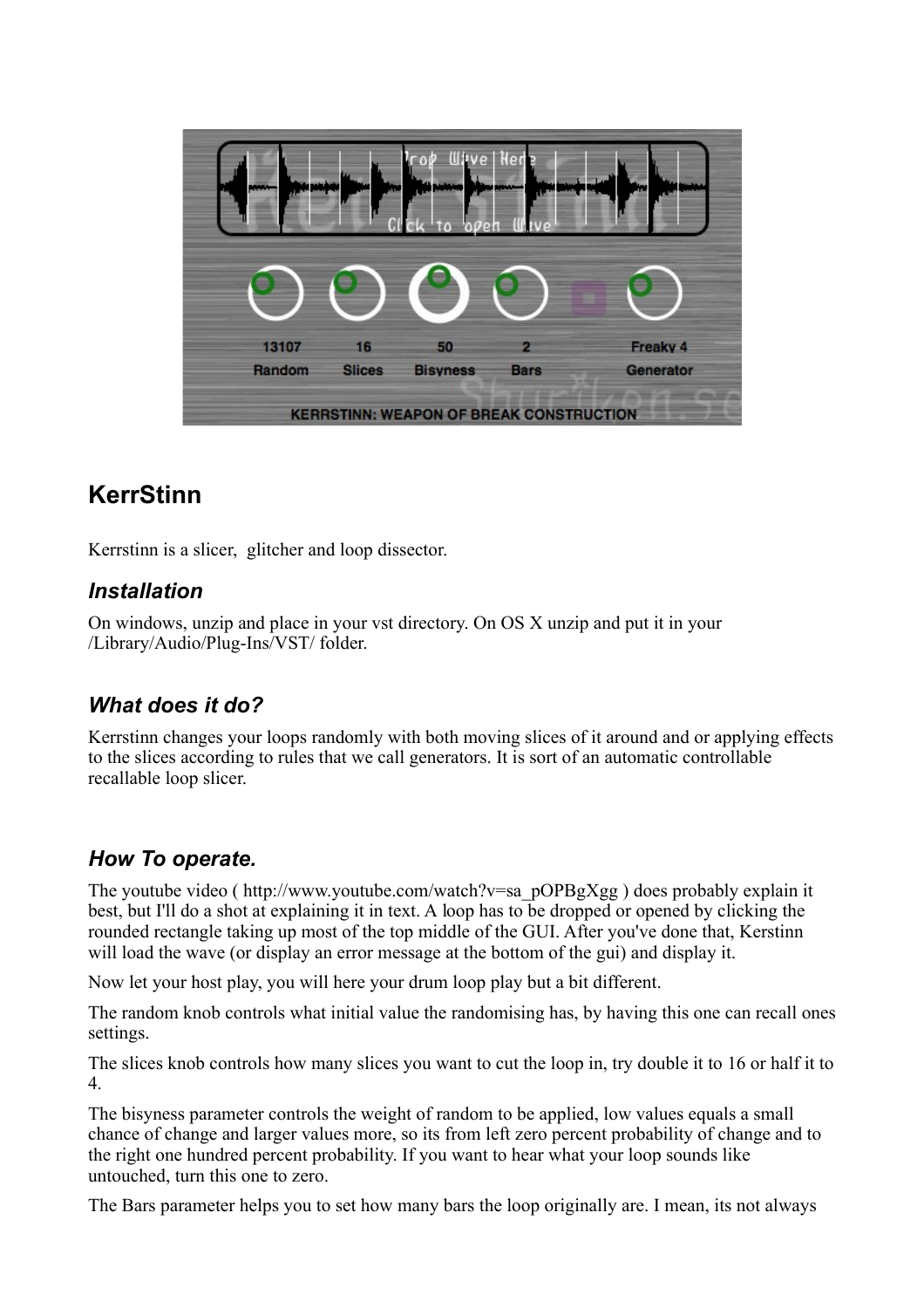# KerrStinn

Kerrstinn is a slicer,  glitcher and loop dissector.

## *Installation*

On windows, unzip and place in your vst directory. On OS X unzip and put it in your /Library/Audio/Plug-Ins/VST/ folder.

## *What does it do?*

Kerrstinn changes your loops randomly with both moving slices of it around and or applying effects to the slices according to rules that we call generators. It is sort of an automatic controllable recallable loop slicer.

## *How To operate.*

The youtube video ( http://www.youtube.com/watch?v=sa_pOPBgXgg ) does probably explain it best, but I'll do a shot at explaining it in text. A loop has to be dropped or opened by clicking the rounded rectangle taking up most of the top middle of the GUI. After you've done that, Kerstinn will load the wave (or display an error message at the bottom of the gui) and display it.

Now let your host play, you will here your drum loop play but a bit different.

The random knob controls what initial value the randomising has, by having this one can recall ones settings.

The slices knob controls how many slices you want to cut the loop in, try double it to 16 or half it to 4.

The bisyness parameter controls the weight of random to be applied, low values equals a small chance of change and larger values more, so its from left zero percent probability of change and to the right one hundred percent probability. If you want to hear what your loop sounds like untouched, turn this one to zero.

The Bars parameter helps you to set how many bars the loop originally are. I mean, its not always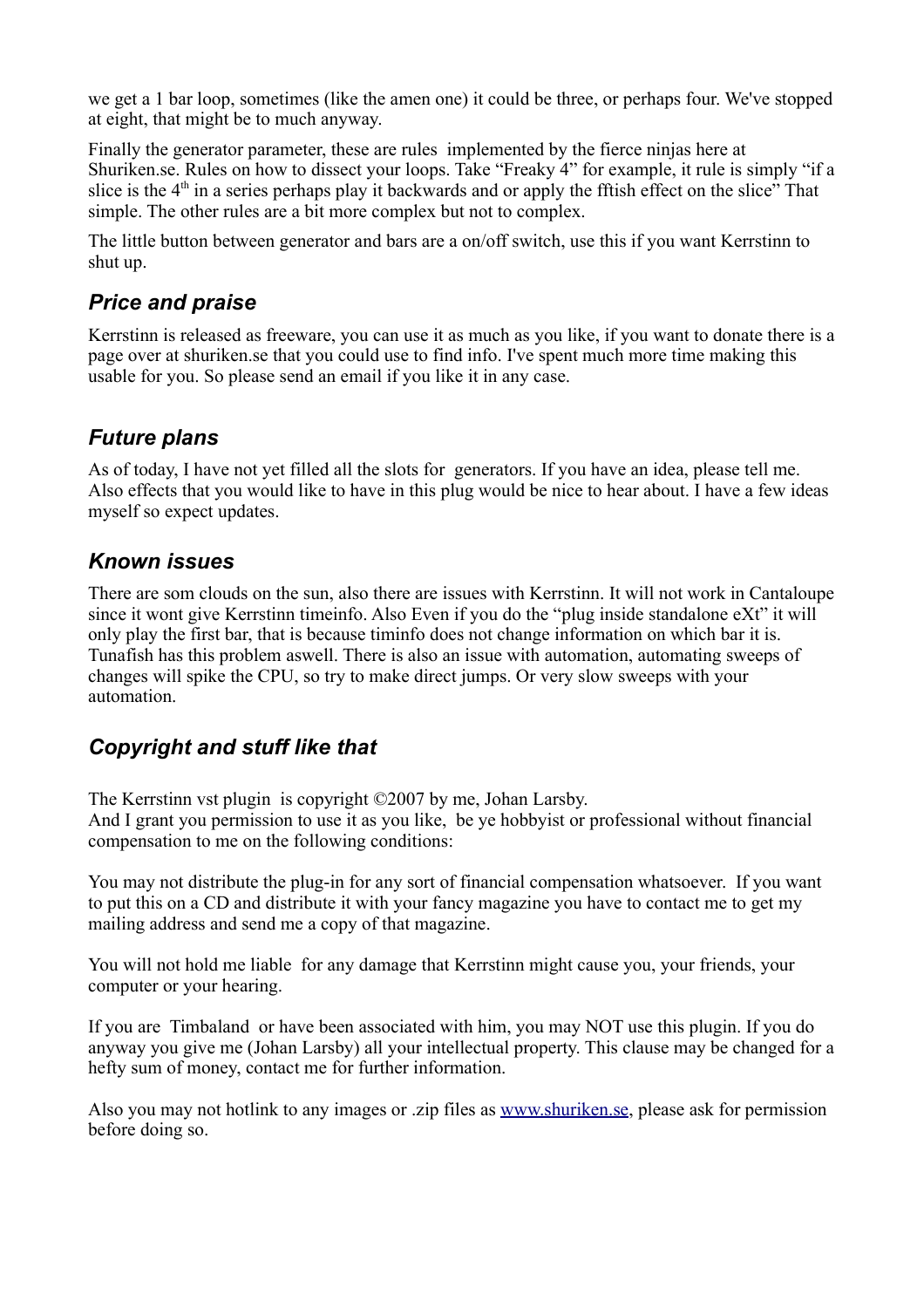we get a 1 bar loop, sometimes (like the amen one) it could be three, or perhaps four. We've stopped at eight, that might be to much anyway.

Finally the generator parameter, these are rules implemented by the fierce ninjas here at Shuriken.se. Rules on how to dissect your loops. Take “Freaky 4” for example, it rule is simply “if a slice is the 4th in a series perhaps play it backwards and or apply the fftish effect on the slice” That simple. The other rules are a bit more complex but not to complex.

The little button between generator and bars are a on/off switch, use this if you want Kerrstinn to shut up.

## *Price and praise*

Kerrstinn is released as freeware, you can use it as much as you like, if you want to donate there is a page over at shuriken.se that you could use to find info. I've spent much more time making this usable for you. So please send an email if you like it in any case.

## *Future plans*

As of today, I have not yet filled all the slots for generators. If you have an idea, please tell me. Also effects that you would like to have in this plug would be nice to hear about. I have a few ideas myself so expect updates.

## *Known issues*

There are som clouds on the sun, also there are issues with Kerrstinn. It will not work in Cantaloupe since it wont give Kerrstinn timeinfo. Also Even if you do the “plug inside standalone eXt” it will only play the first bar, that is because timinfo does not change information on which bar it is. Tunafish has this problem aswell. There is also an issue with automation, automating sweeps of changes will spike the CPU, so try to make direct jumps. Or very slow sweeps with your automation.

## *Copyright and stuff like that*

The Kerrstinn vst plugin is copyright ©2007 by me, Johan Larsby.
And I grant you permission to use it as you like, be ye hobbyist or professional without financial compensation to me on the following conditions:

You may not distribute the plug-in for any sort of financial compensation whatsoever. If you want to put this on a CD and distribute it with your fancy magazine you have to contact me to get my mailing address and send me a copy of that magazine.

You will not hold me liable for any damage that Kerrstinn might cause you, your friends, your computer or your hearing.

If you are Timbaland or have been associated with him, you may NOT use this plugin. If you do anyway you give me (Johan Larsby) all your intellectual property. This clause may be changed for a hefty sum of money, contact me for further information.

Also you may not hotlink to any images or .zip files as [www.shuriken.se](http://www.shuriken.se), please ask for permission before doing so.